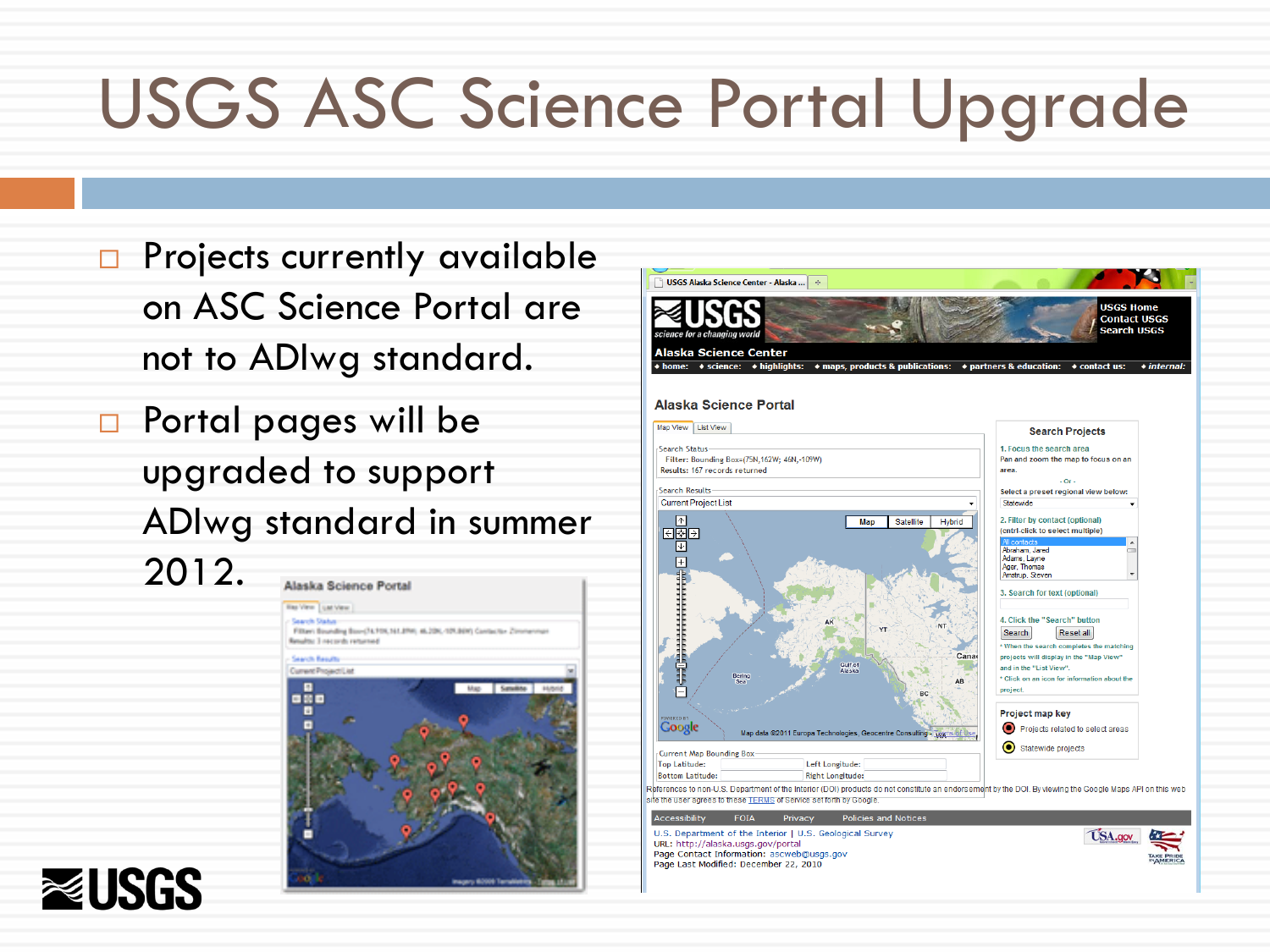# USGS ASC Science Portal Upgrade

- Projects currently available on ASC Science Portal are not to ADIwg standard.
- Portal pages will be upgraded to support ADIwg standard in summer 2012.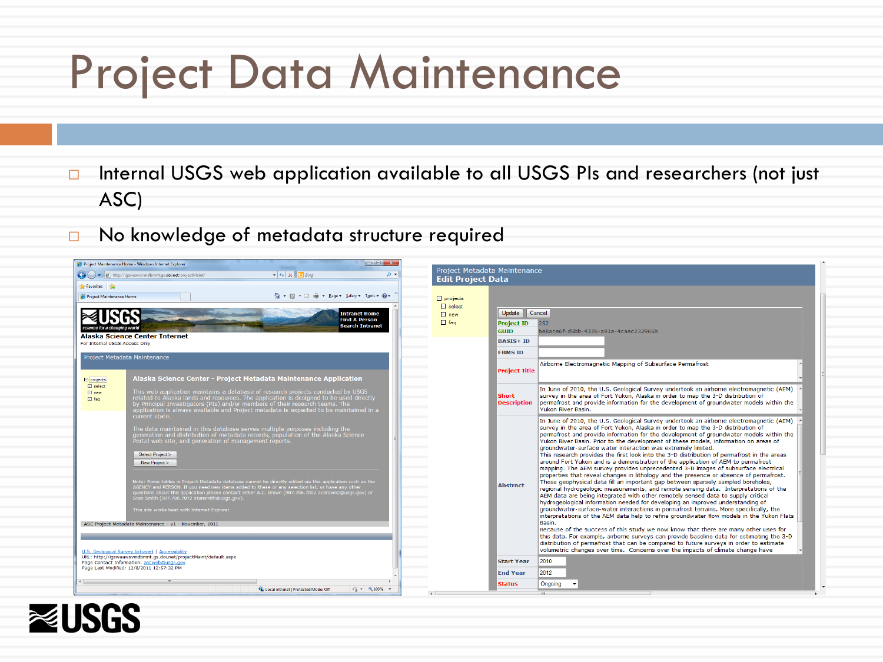# Project Data Maintenance

- Internal USGS web application available to all USGS PIs and researchers (not just ASC)
- No knowledge of metadata structure required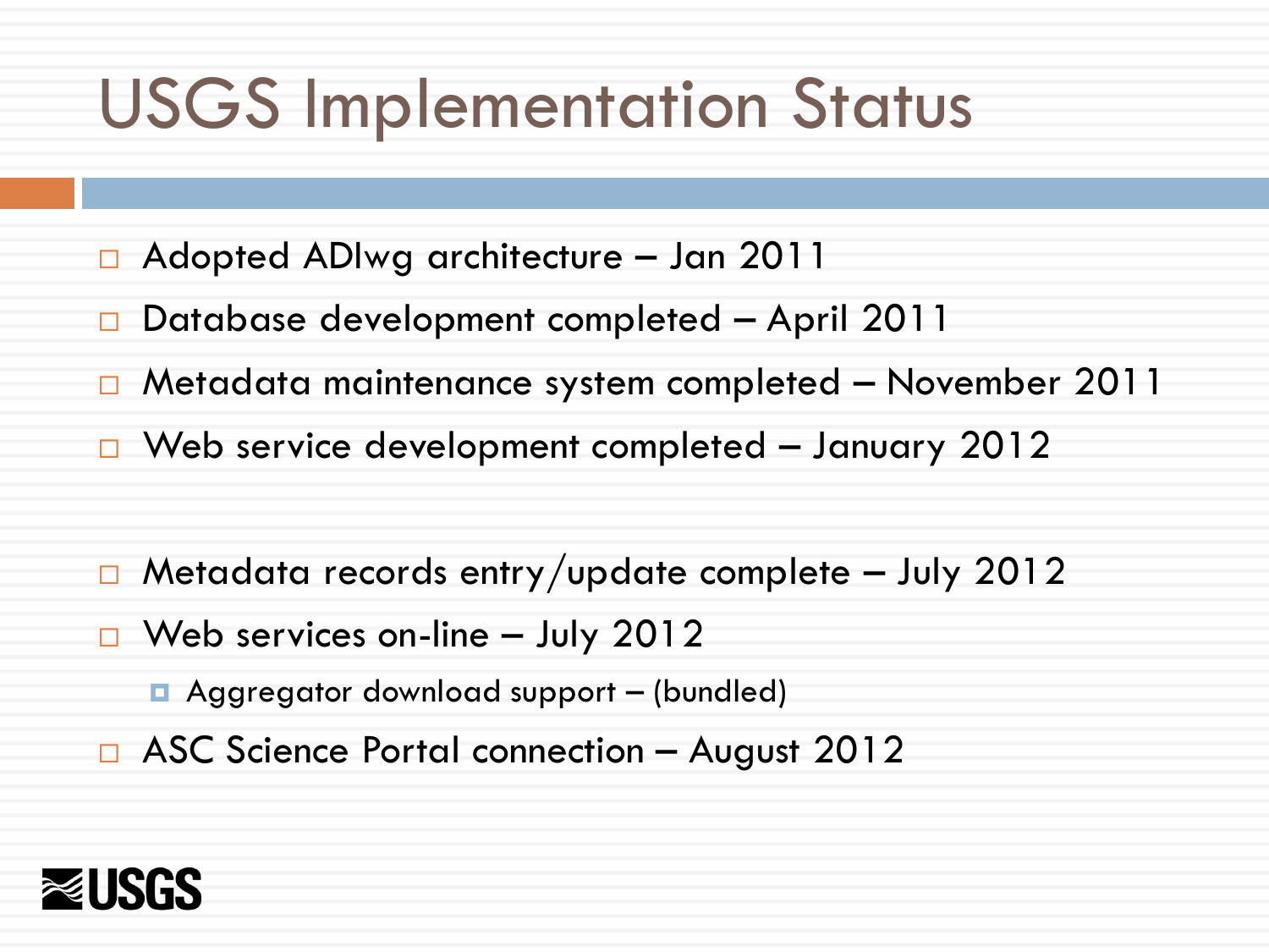# USGS Implementation Status

- Adopted ADIwg architecture – Jan 2011
- Database development completed – April 2011
- Metadata maintenance system completed – November 2011
- Web service development completed – January 2012

- Metadata records entry/update complete – July 2012
- Web services on-line – July 2012
  - Aggregator download support – (bundled)
- ASC Science Portal connection – August 2012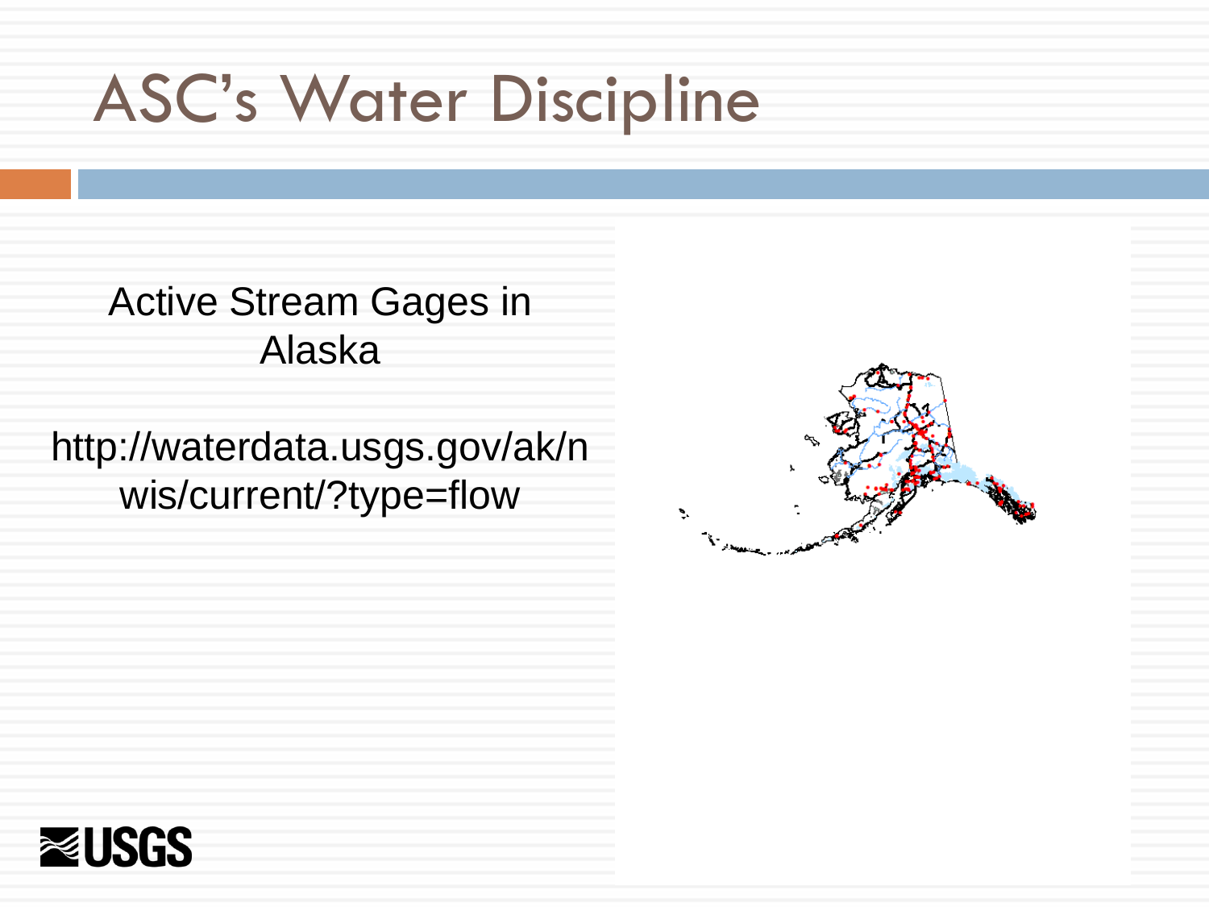# ASC's Water Discipline

Active Stream Gages in Alaska

http://waterdata.usgs.gov/ak/nwis/current/?type=flow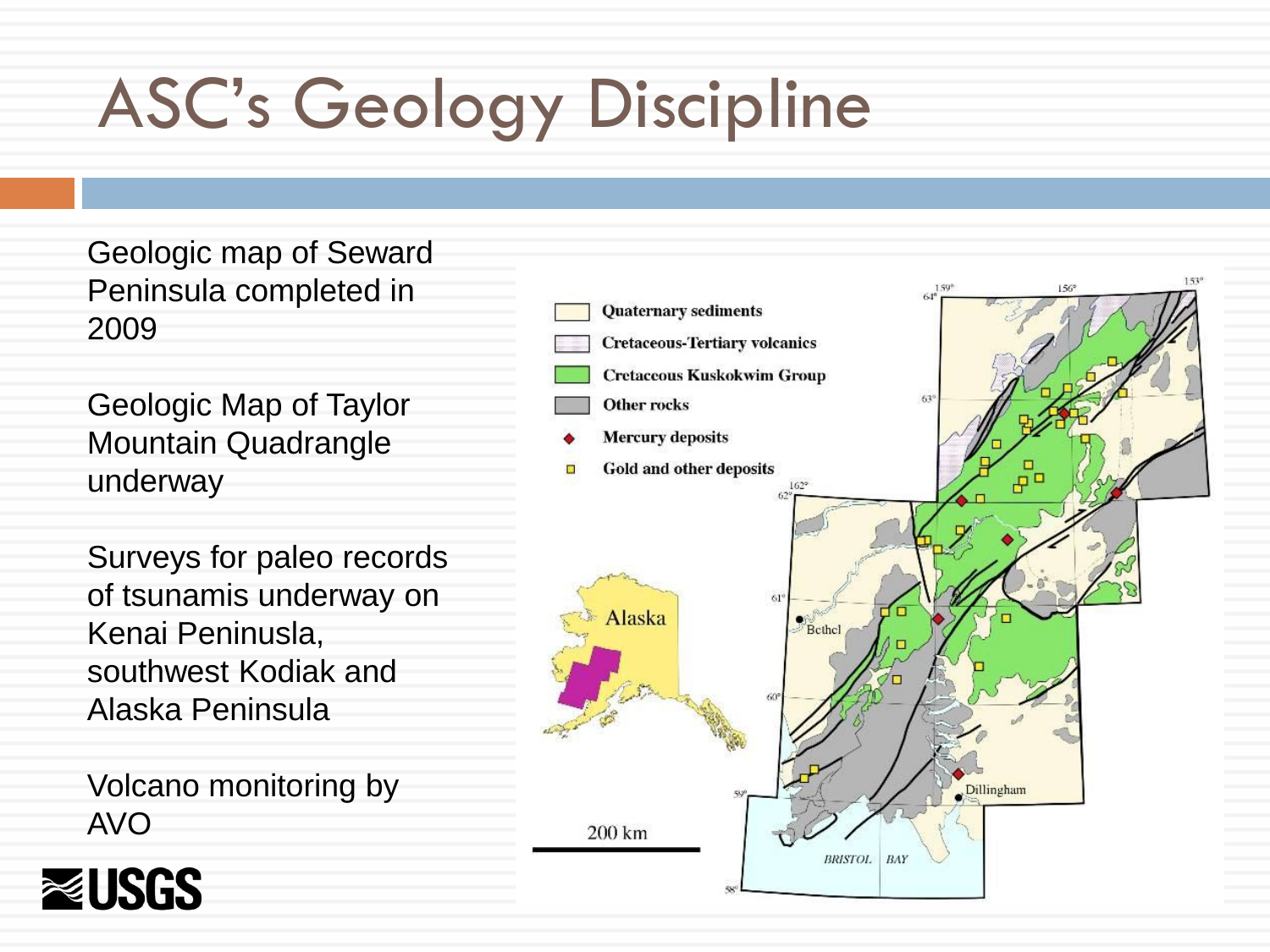# ASC's Geology Discipline

Geologic map of Seward Peninsula completed in 2009

Geologic Map of Taylor Mountain Quadrangle underway

Surveys for paleo records of tsunamis underway on Kenai Peninusla, southwest Kodiak and Alaska Peninsula

Volcano monitoring by AVO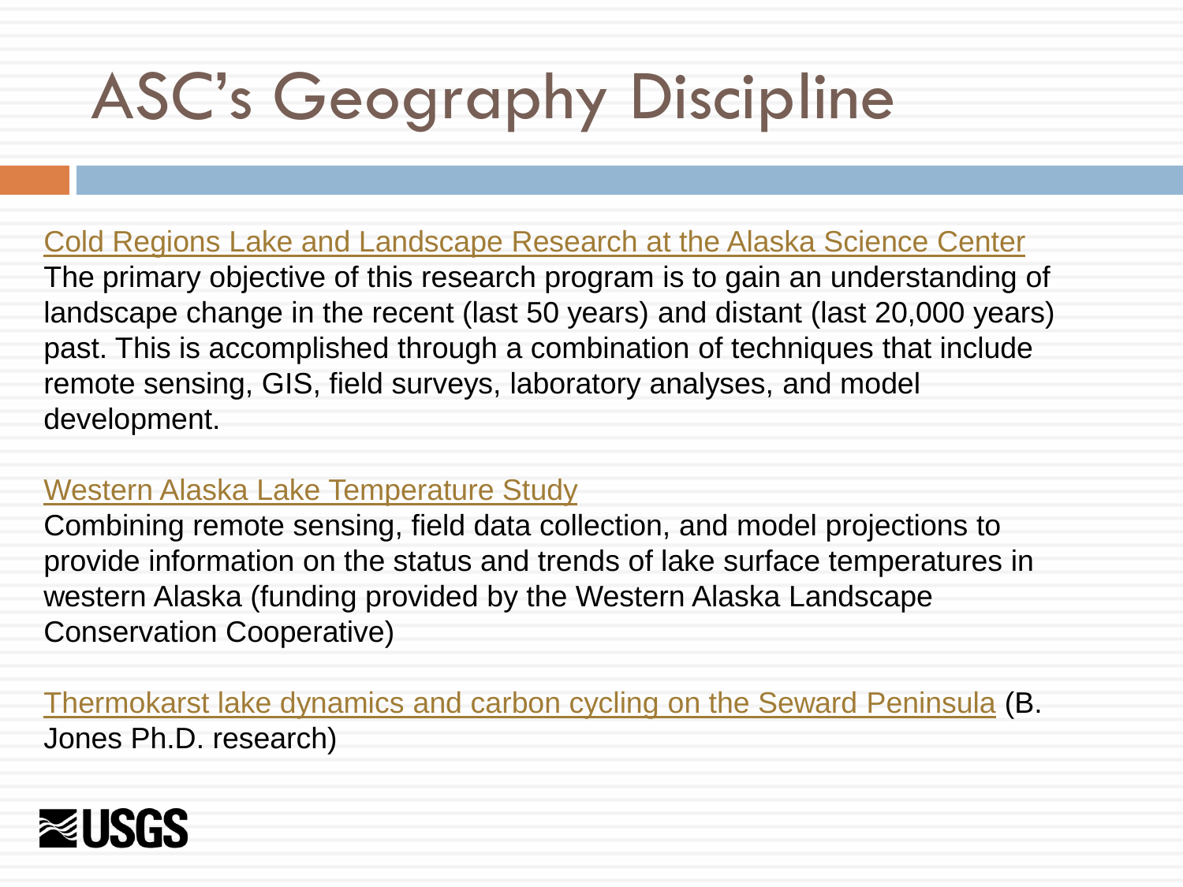# ASC's Geography Discipline

Cold Regions Lake and Landscape Research at the Alaska Science Center

The primary objective of this research program is to gain an understanding of landscape change in the recent (last 50 years) and distant (last 20,000 years) past. This is accomplished through a combination of techniques that include remote sensing, GIS, field surveys, laboratory analyses, and model development.

Western Alaska Lake Temperature Study

Combining remote sensing, field data collection, and model projections to provide information on the status and trends of lake surface temperatures in western Alaska (funding provided by the Western Alaska Landscape Conservation Cooperative)

Thermokarst lake dynamics and carbon cycling on the Seward Peninsula (B. Jones Ph.D. research)

USGS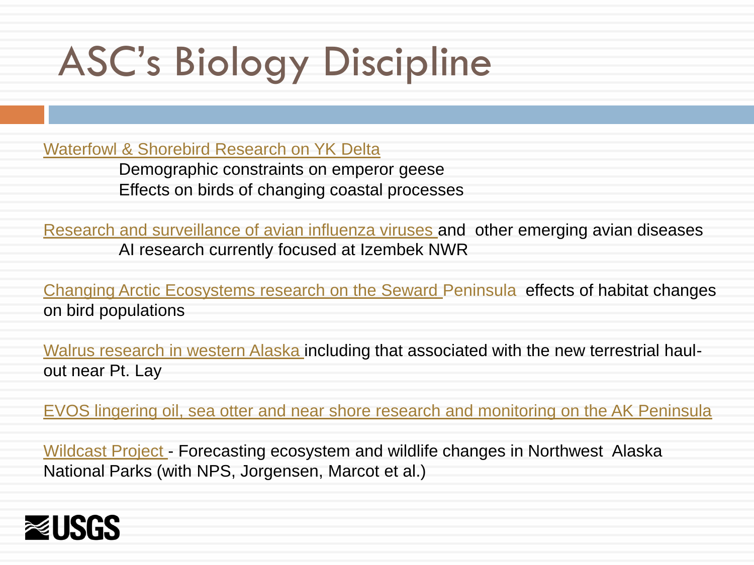# ASC's Biology Discipline

Waterfowl & Shorebird Research on YK Delta

Demographic constraints on emperor geese

Effects on birds of changing coastal processes

Research and surveillance of avian influenza viruses and other emerging avian diseases

AI research currently focused at Izembek NWR

Changing Arctic Ecosystems research on the Seward Peninsula effects of habitat changes on bird populations

Walrus research in western Alaska including that associated with the new terrestrial haul-out near Pt. Lay

EVOS lingering oil, sea otter and near shore research and monitoring on the AK Peninsula

Wildcast Project - Forecasting ecosystem and wildlife changes in Northwest Alaska National Parks (with NPS, Jorgensen, Marcot et al.)

USGS